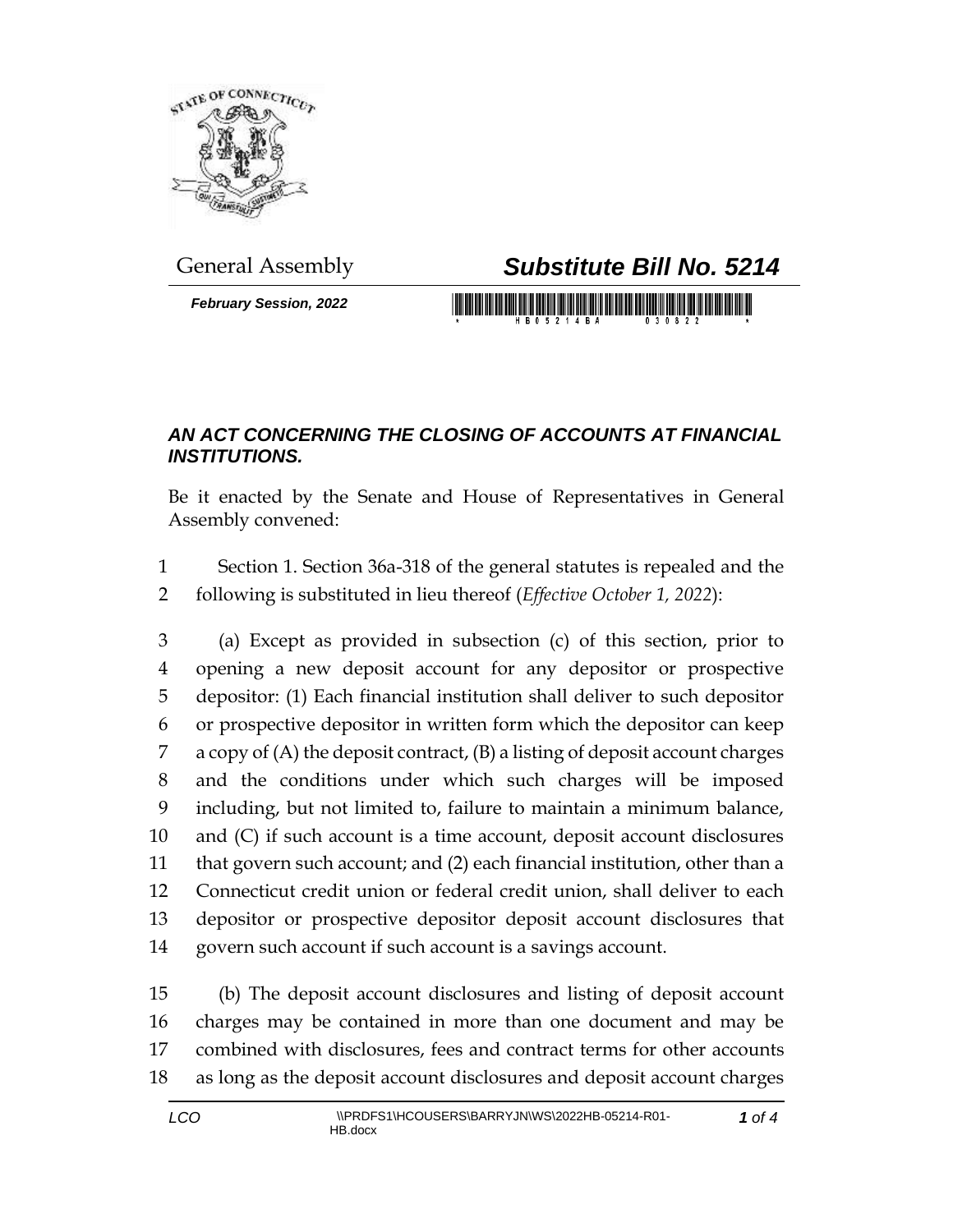General Assembly

# *Substitute Bill No. 5214*

***February Session, 2022***

## *AN ACT CONCERNING THE CLOSING OF ACCOUNTS AT FINANCIAL INSTITUTIONS.*

Be it enacted by the Senate and House of Representatives in General Assembly convened:

1 Section 1. Section 36a-318 of the general statutes is repealed and the
2 following is substituted in lieu thereof (*Effective October 1, 2022*):

3 (a) Except as provided in subsection (c) of this section, prior to
4 opening a new deposit account for any depositor or prospective
5 depositor: (1) Each financial institution shall deliver to such depositor
6 or prospective depositor in written form which the depositor can keep
7 a copy of (A) the deposit contract, (B) a listing of deposit account charges
8 and the conditions under which such charges will be imposed
9 including, but not limited to, failure to maintain a minimum balance,
10 and (C) if such account is a time account, deposit account disclosures
11 that govern such account; and (2) each financial institution, other than a
12 Connecticut credit union or federal credit union, shall deliver to each
13 depositor or prospective depositor deposit account disclosures that
14 govern such account if such account is a savings account.

15 (b) The deposit account disclosures and listing of deposit account
16 charges may be contained in more than one document and may be
17 combined with disclosures, fees and contract terms for other accounts
18 as long as the deposit account disclosures and deposit account charges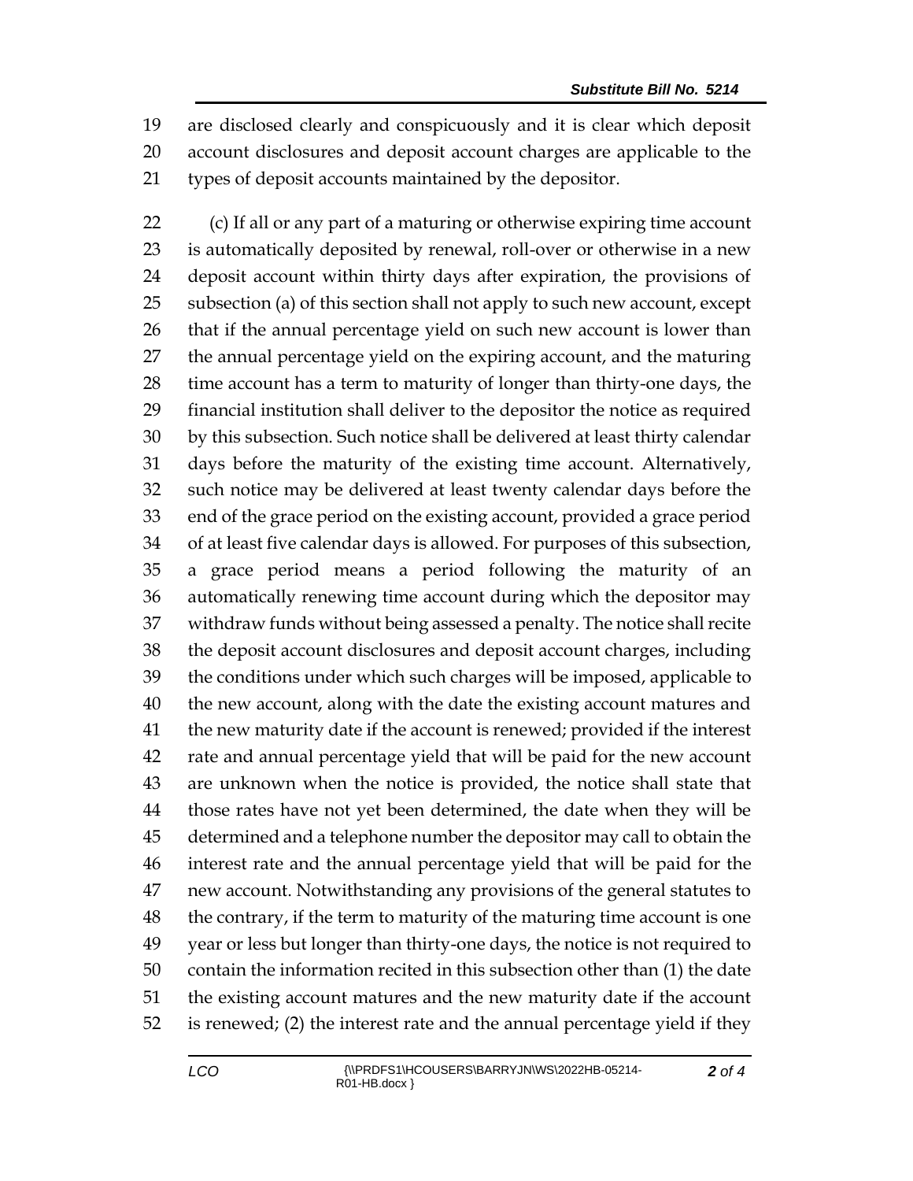are disclosed clearly and conspicuously and it is clear which deposit account disclosures and deposit account charges are applicable to the types of deposit accounts maintained by the depositor.

(c) If all or any part of a maturing or otherwise expiring time account is automatically deposited by renewal, roll-over or otherwise in a new deposit account within thirty days after expiration, the provisions of subsection (a) of this section shall not apply to such new account, except that if the annual percentage yield on such new account is lower than the annual percentage yield on the expiring account, and the maturing time account has a term to maturity of longer than thirty-one days, the financial institution shall deliver to the depositor the notice as required by this subsection. Such notice shall be delivered at least thirty calendar days before the maturity of the existing time account. Alternatively, such notice may be delivered at least twenty calendar days before the end of the grace period on the existing account, provided a grace period of at least five calendar days is allowed. For purposes of this subsection, a grace period means a period following the maturity of an automatically renewing time account during which the depositor may withdraw funds without being assessed a penalty. The notice shall recite the deposit account disclosures and deposit account charges, including the conditions under which such charges will be imposed, applicable to the new account, along with the date the existing account matures and the new maturity date if the account is renewed; provided if the interest rate and annual percentage yield that will be paid for the new account are unknown when the notice is provided, the notice shall state that those rates have not yet been determined, the date when they will be determined and a telephone number the depositor may call to obtain the interest rate and the annual percentage yield that will be paid for the new account. Notwithstanding any provisions of the general statutes to the contrary, if the term to maturity of the maturing time account is one year or less but longer than thirty-one days, the notice is not required to contain the information recited in this subsection other than (1) the date the existing account matures and the new maturity date if the account is renewed; (2) the interest rate and the annual percentage yield if they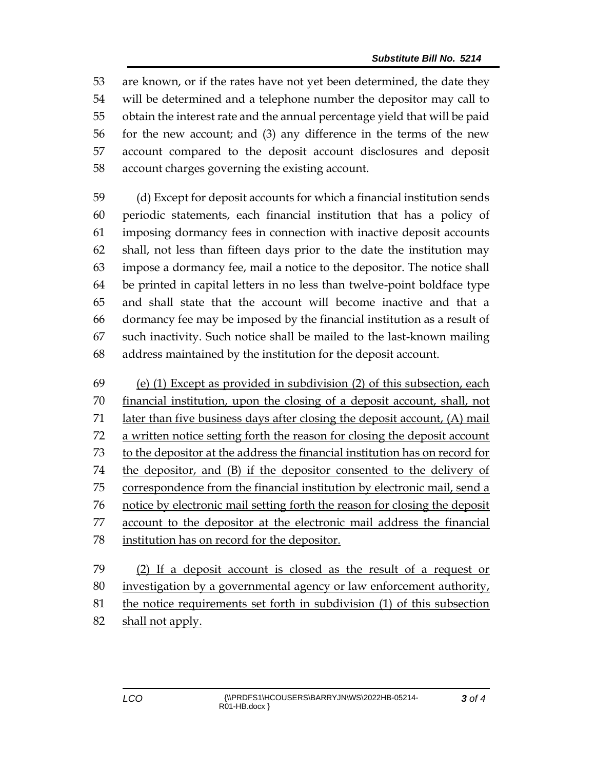are known, or if the rates have not yet been determined, the date they will be determined and a telephone number the depositor may call to obtain the interest rate and the annual percentage yield that will be paid for the new account; and (3) any difference in the terms of the new account compared to the deposit account disclosures and deposit account charges governing the existing account.

(d) Except for deposit accounts for which a financial institution sends periodic statements, each financial institution that has a policy of imposing dormancy fees in connection with inactive deposit accounts shall, not less than fifteen days prior to the date the institution may impose a dormancy fee, mail a notice to the depositor. The notice shall be printed in capital letters in no less than twelve-point boldface type and shall state that the account will become inactive and that a dormancy fee may be imposed by the financial institution as a result of such inactivity. Such notice shall be mailed to the last-known mailing address maintained by the institution for the deposit account.

<u>(e) (1) Except as provided in subdivision (2) of this subsection, each financial institution, upon the closing of a deposit account, shall, not later than five business days after closing the deposit account, (A) mail a written notice setting forth the reason for closing the deposit account to the depositor at the address the financial institution has on record for the depositor, and (B) if the depositor consented to the delivery of correspondence from the financial institution by electronic mail, send a notice by electronic mail setting forth the reason for closing the deposit account to the depositor at the electronic mail address the financial institution has on record for the depositor.</u>

<u>(2) If a deposit account is closed as the result of a request or investigation by a governmental agency or law enforcement authority, the notice requirements set forth in subdivision (1) of this subsection shall not apply.</u>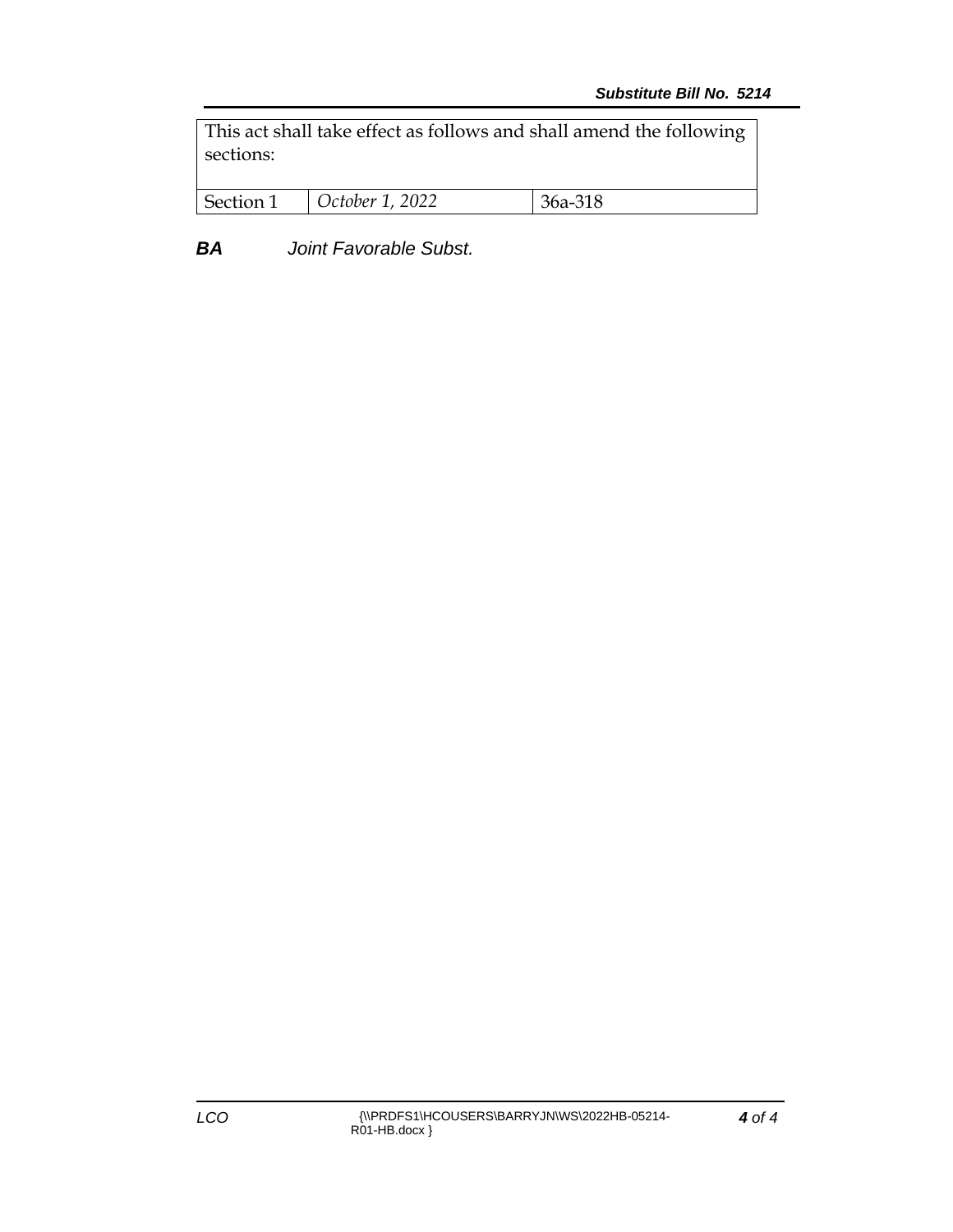| This act shall take effect as follows and shall amend the following sections: | | |
| --- | --- | --- |
| Section 1 | *October 1, 2022* | 36a-318 |

***BA*** *Joint Favorable Subst.*